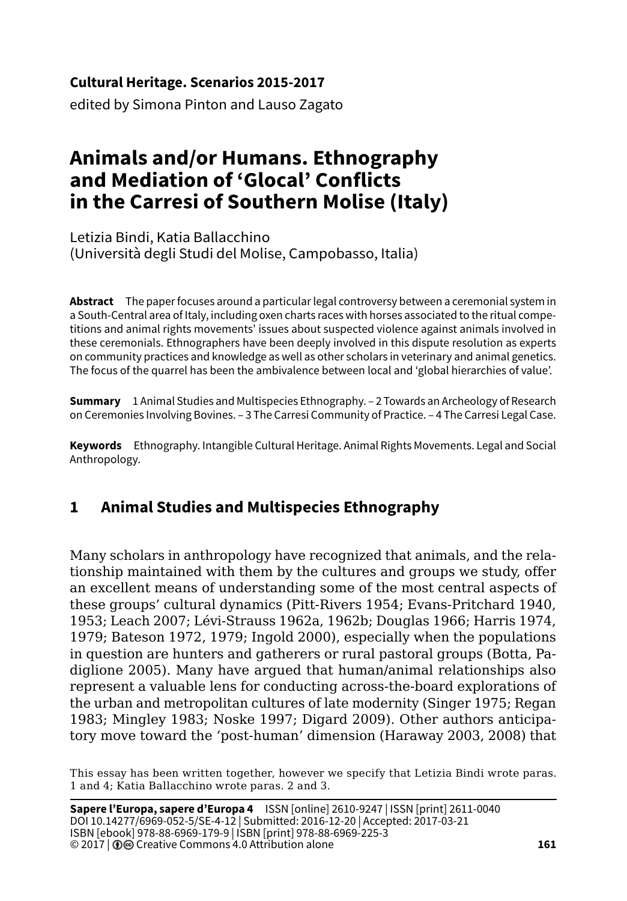**Cultural Heritage. Scenarios 2015-2017**
edited by Simona Pinton and Lauso Zagato

# Animals and/or Humans. Ethnography and Mediation of 'Glocal' Conflicts in the Carresi of Southern Molise (Italy)

Letizia Bindi, Katia Ballacchino
(Università degli Studi del Molise, Campobasso, Italia)

**Abstract** The paper focuses around a particular legal controversy between a ceremonial system in a South-Central area of Italy, including oxen charts races with horses associated to the ritual competitions and animal rights movements' issues about suspected violence against animals involved in these ceremonials. Ethnographers have been deeply involved in this dispute resolution as experts on community practices and knowledge as well as other scholars in veterinary and animal genetics. The focus of the quarrel has been the ambivalence between local and 'global hierarchies of value'.

**Summary** 1 Animal Studies and Multispecies Ethnography. – 2 Towards an Archeology of Research on Ceremonies Involving Bovines. – 3 The Carresi Community of Practice. – 4 The Carresi Legal Case.

**Keywords** Ethnography. Intangible Cultural Heritage. Animal Rights Movements. Legal and Social Anthropology.

## 1 Animal Studies and Multispecies Ethnography

Many scholars in anthropology have recognized that animals, and the relationship maintained with them by the cultures and groups we study, offer an excellent means of understanding some of the most central aspects of these groups' cultural dynamics (Pitt-Rivers 1954; Evans-Pritchard 1940, 1953; Leach 2007; Lévi-Strauss 1962a, 1962b; Douglas 1966; Harris 1974, 1979; Bateson 1972, 1979; Ingold 2000), especially when the populations in question are hunters and gatherers or rural pastoral groups (Botta, Padiglione 2005). Many have argued that human/animal relationships also represent a valuable lens for conducting across-the-board explorations of the urban and metropolitan cultures of late modernity (Singer 1975; Regan 1983; Mingley 1983; Noske 1997; Digard 2009). Other authors anticipatory move toward the 'post-human' dimension (Haraway 2003, 2008) that

This essay has been written together, however we specify that Letizia Bindi wrote paras. 1 and 4; Katia Ballacchino wrote paras. 2 and 3.

**Sapere l'Europa, sapere d'Europa 4** ISSN [online] 2610-9247 | ISSN [print] 2611-0040
DOI 10.14277/6969-052-5/SE-4-12 | Submitted: 2016-12-20 | Accepted: 2017-03-21
ISBN [ebook] 978-88-6969-179-9 | ISBN [print] 978-88-6969-225-3
© 2017 | Creative Commons 4.0 Attribution alone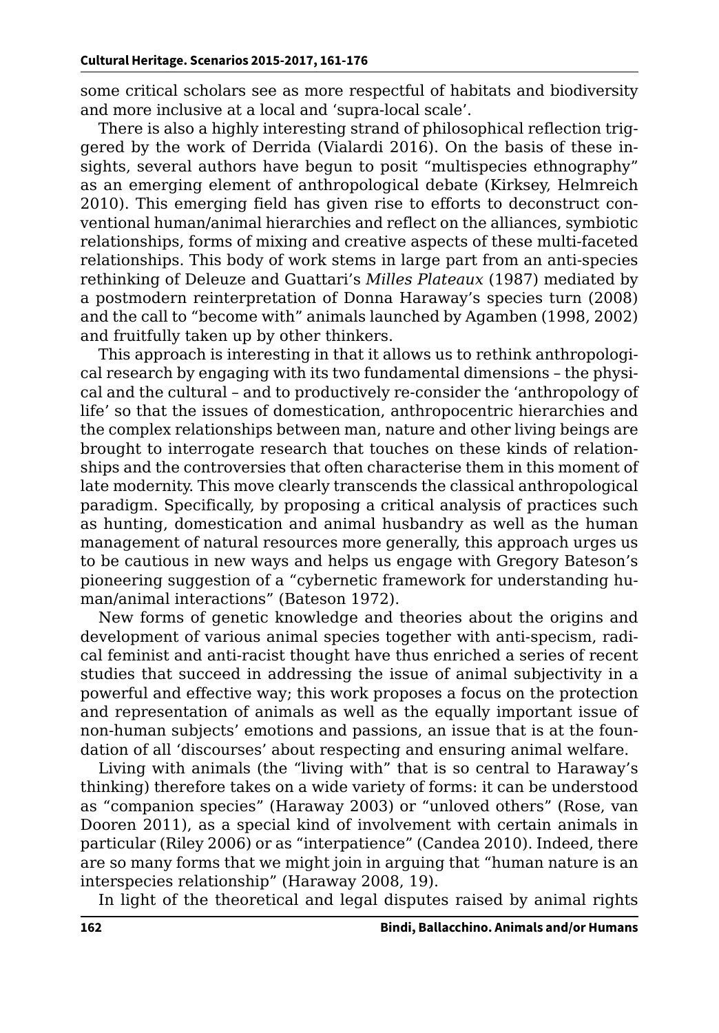some critical scholars see as more respectful of habitats and biodiversity and more inclusive at a local and 'supra-local scale'.

There is also a highly interesting strand of philosophical reflection triggered by the work of Derrida (Vialardi 2016). On the basis of these insights, several authors have begun to posit "multispecies ethnography" as an emerging element of anthropological debate (Kirksey, Helmreich 2010). This emerging field has given rise to efforts to deconstruct conventional human/animal hierarchies and reflect on the alliances, symbiotic relationships, forms of mixing and creative aspects of these multi-faceted relationships. This body of work stems in large part from an anti-species rethinking of Deleuze and Guattari's *Milles Plateaux* (1987) mediated by a postmodern reinterpretation of Donna Haraway's species turn (2008) and the call to "become with" animals launched by Agamben (1998, 2002) and fruitfully taken up by other thinkers.

This approach is interesting in that it allows us to rethink anthropological research by engaging with its two fundamental dimensions – the physical and the cultural – and to productively re-consider the 'anthropology of life' so that the issues of domestication, anthropocentric hierarchies and the complex relationships between man, nature and other living beings are brought to interrogate research that touches on these kinds of relationships and the controversies that often characterise them in this moment of late modernity. This move clearly transcends the classical anthropological paradigm. Specifically, by proposing a critical analysis of practices such as hunting, domestication and animal husbandry as well as the human management of natural resources more generally, this approach urges us to be cautious in new ways and helps us engage with Gregory Bateson's pioneering suggestion of a "cybernetic framework for understanding human/animal interactions" (Bateson 1972).

New forms of genetic knowledge and theories about the origins and development of various animal species together with anti-specism, radical feminist and anti-racist thought have thus enriched a series of recent studies that succeed in addressing the issue of animal subjectivity in a powerful and effective way; this work proposes a focus on the protection and representation of animals as well as the equally important issue of non-human subjects' emotions and passions, an issue that is at the foundation of all 'discourses' about respecting and ensuring animal welfare.

Living with animals (the "living with" that is so central to Haraway's thinking) therefore takes on a wide variety of forms: it can be understood as "companion species" (Haraway 2003) or "unloved others" (Rose, van Dooren 2011), as a special kind of involvement with certain animals in particular (Riley 2006) or as "interpatience" (Candea 2010). Indeed, there are so many forms that we might join in arguing that "human nature is an interspecies relationship" (Haraway 2008, 19).

In light of the theoretical and legal disputes raised by animal rights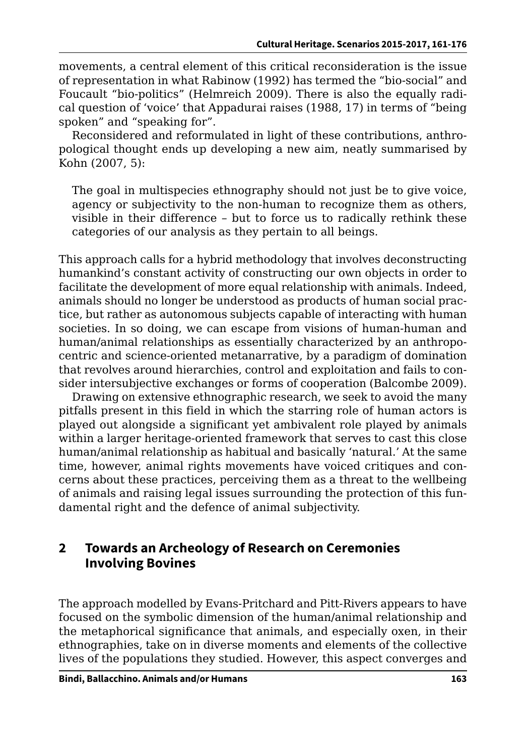movements, a central element of this critical reconsideration is the issue of representation in what Rabinow (1992) has termed the "bio-social" and Foucault "bio-politics" (Helmreich 2009). There is also the equally radical question of 'voice' that Appadurai raises (1988, 17) in terms of "being spoken" and "speaking for".

Reconsidered and reformulated in light of these contributions, anthropological thought ends up developing a new aim, neatly summarised by Kohn (2007, 5):

> The goal in multispecies ethnography should not just be to give voice, agency or subjectivity to the non-human to recognize them as others, visible in their difference – but to force us to radically rethink these categories of our analysis as they pertain to all beings.

This approach calls for a hybrid methodology that involves deconstructing humankind's constant activity of constructing our own objects in order to facilitate the development of more equal relationship with animals. Indeed, animals should no longer be understood as products of human social practice, but rather as autonomous subjects capable of interacting with human societies. In so doing, we can escape from visions of human-human and human/animal relationships as essentially characterized by an anthropocentric and science-oriented metanarrative, by a paradigm of domination that revolves around hierarchies, control and exploitation and fails to consider intersubjective exchanges or forms of cooperation (Balcombe 2009).

Drawing on extensive ethnographic research, we seek to avoid the many pitfalls present in this field in which the starring role of human actors is played out alongside a significant yet ambivalent role played by animals within a larger heritage-oriented framework that serves to cast this close human/animal relationship as habitual and basically 'natural.' At the same time, however, animal rights movements have voiced critiques and concerns about these practices, perceiving them as a threat to the wellbeing of animals and raising legal issues surrounding the protection of this fundamental right and the defence of animal subjectivity.

## 2 Towards an Archeology of Research on Ceremonies Involving Bovines

The approach modelled by Evans-Pritchard and Pitt-Rivers appears to have focused on the symbolic dimension of the human/animal relationship and the metaphorical significance that animals, and especially oxen, in their ethnographies, take on in diverse moments and elements of the collective lives of the populations they studied. However, this aspect converges and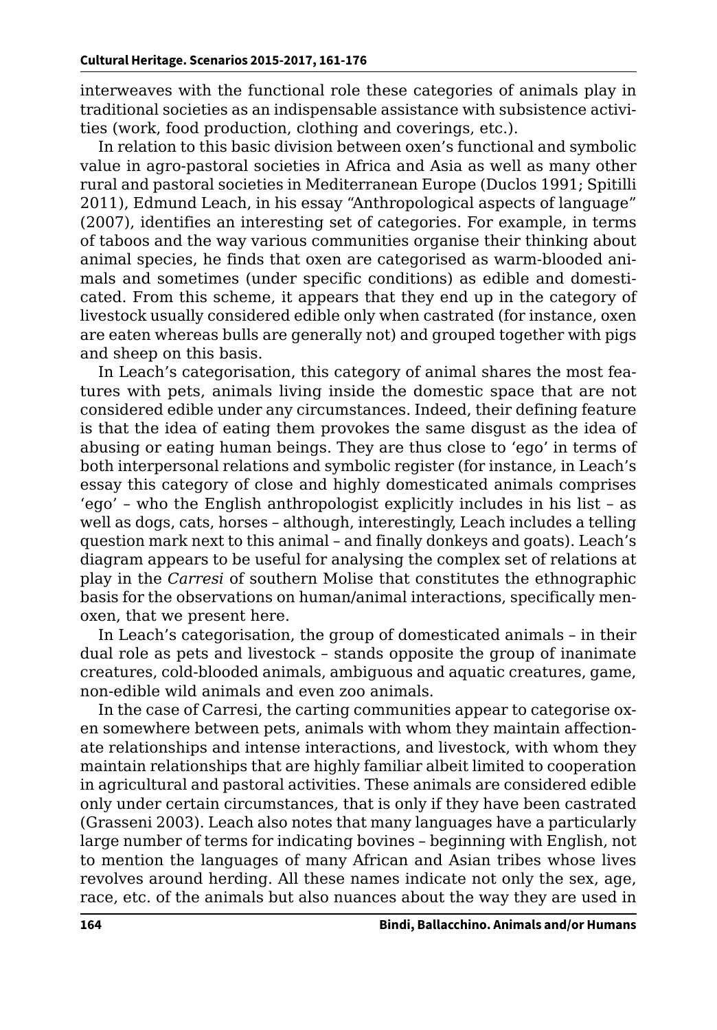interweaves with the functional role these categories of animals play in traditional societies as an indispensable assistance with subsistence activities (work, food production, clothing and coverings, etc.).

In relation to this basic division between oxen's functional and symbolic value in agro-pastoral societies in Africa and Asia as well as many other rural and pastoral societies in Mediterranean Europe (Duclos 1991; Spitilli 2011), Edmund Leach, in his essay "Anthropological aspects of language" (2007), identifies an interesting set of categories. For example, in terms of taboos and the way various communities organise their thinking about animal species, he finds that oxen are categorised as warm-blooded animals and sometimes (under specific conditions) as edible and domesticated. From this scheme, it appears that they end up in the category of livestock usually considered edible only when castrated (for instance, oxen are eaten whereas bulls are generally not) and grouped together with pigs and sheep on this basis.

In Leach's categorisation, this category of animal shares the most features with pets, animals living inside the domestic space that are not considered edible under any circumstances. Indeed, their defining feature is that the idea of eating them provokes the same disgust as the idea of abusing or eating human beings. They are thus close to 'ego' in terms of both interpersonal relations and symbolic register (for instance, in Leach's essay this category of close and highly domesticated animals comprises 'ego' – who the English anthropologist explicitly includes in his list – as well as dogs, cats, horses – although, interestingly, Leach includes a telling question mark next to this animal – and finally donkeys and goats). Leach's diagram appears to be useful for analysing the complex set of relations at play in the *Carresi* of southern Molise that constitutes the ethnographic basis for the observations on human/animal interactions, specifically men-oxen, that we present here.

In Leach's categorisation, the group of domesticated animals – in their dual role as pets and livestock – stands opposite the group of inanimate creatures, cold-blooded animals, ambiguous and aquatic creatures, game, non-edible wild animals and even zoo animals.

In the case of Carresi, the carting communities appear to categorise oxen somewhere between pets, animals with whom they maintain affectionate relationships and intense interactions, and livestock, with whom they maintain relationships that are highly familiar albeit limited to cooperation in agricultural and pastoral activities. These animals are considered edible only under certain circumstances, that is only if they have been castrated (Grasseni 2003). Leach also notes that many languages have a particularly large number of terms for indicating bovines – beginning with English, not to mention the languages of many African and Asian tribes whose lives revolves around herding. All these names indicate not only the sex, age, race, etc. of the animals but also nuances about the way they are used in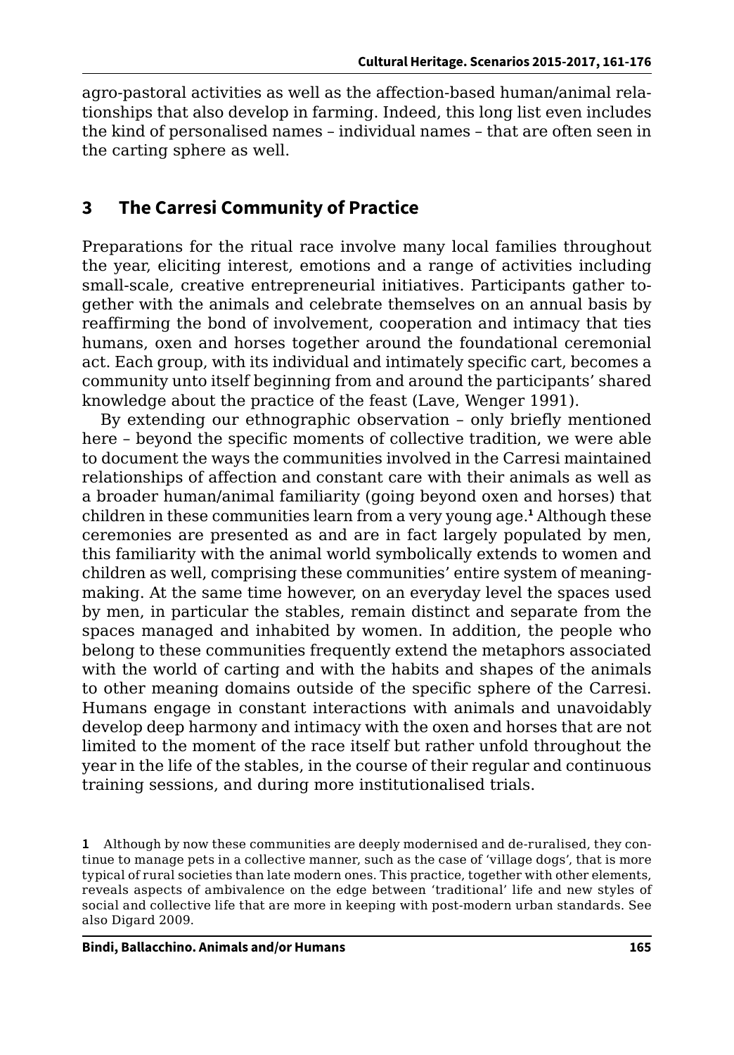agro-pastoral activities as well as the affection-based human/animal relationships that also develop in farming. Indeed, this long list even includes the kind of personalised names – individual names – that are often seen in the carting sphere as well.

## 3 The Carresi Community of Practice

Preparations for the ritual race involve many local families throughout the year, eliciting interest, emotions and a range of activities including small-scale, creative entrepreneurial initiatives. Participants gather together with the animals and celebrate themselves on an annual basis by reaffirming the bond of involvement, cooperation and intimacy that ties humans, oxen and horses together around the foundational ceremonial act. Each group, with its individual and intimately specific cart, becomes a community unto itself beginning from and around the participants' shared knowledge about the practice of the feast (Lave, Wenger 1991).

By extending our ethnographic observation – only briefly mentioned here – beyond the specific moments of collective tradition, we were able to document the ways the communities involved in the Carresi maintained relationships of affection and constant care with their animals as well as a broader human/animal familiarity (going beyond oxen and horses) that children in these communities learn from a very young age.[1] Although these ceremonies are presented as and are in fact largely populated by men, this familiarity with the animal world symbolically extends to women and children as well, comprising these communities' entire system of meaning-making. At the same time however, on an everyday level the spaces used by men, in particular the stables, remain distinct and separate from the spaces managed and inhabited by women. In addition, the people who belong to these communities frequently extend the metaphors associated with the world of carting and with the habits and shapes of the animals to other meaning domains outside of the specific sphere of the Carresi. Humans engage in constant interactions with animals and unavoidably develop deep harmony and intimacy with the oxen and horses that are not limited to the moment of the race itself but rather unfold throughout the year in the life of the stables, in the course of their regular and continuous training sessions, and during more institutionalised trials.

1 Although by now these communities are deeply modernised and de-ruralised, they continue to manage pets in a collective manner, such as the case of 'village dogs', that is more typical of rural societies than late modern ones. This practice, together with other elements, reveals aspects of ambivalence on the edge between 'traditional' life and new styles of social and collective life that are more in keeping with post-modern urban standards. See also Digard 2009.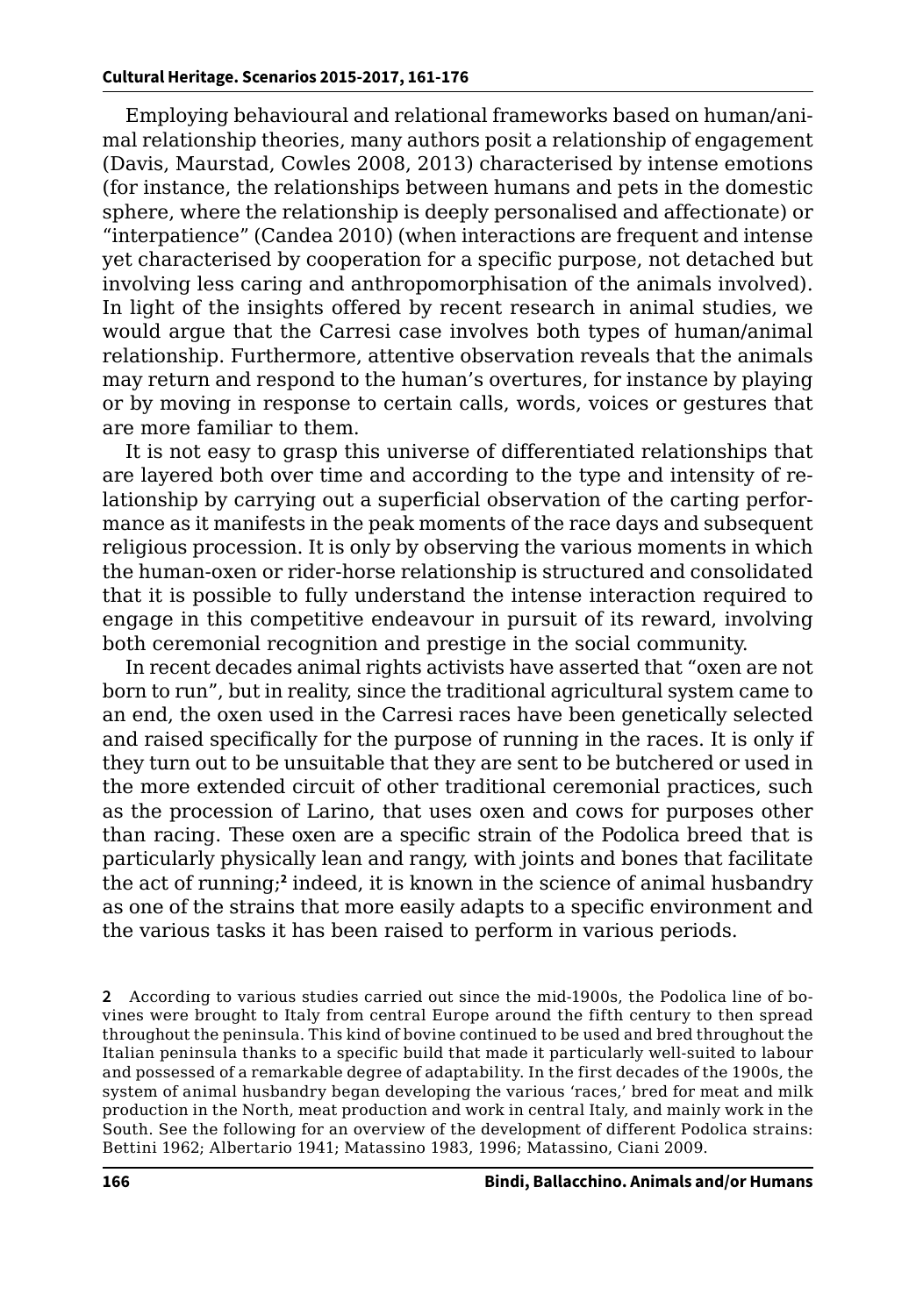Employing behavioural and relational frameworks based on human/animal relationship theories, many authors posit a relationship of engagement (Davis, Maurstad, Cowles 2008, 2013) characterised by intense emotions (for instance, the relationships between humans and pets in the domestic sphere, where the relationship is deeply personalised and affectionate) or "interpatience" (Candea 2010) (when interactions are frequent and intense yet characterised by cooperation for a specific purpose, not detached but involving less caring and anthropomorphisation of the animals involved). In light of the insights offered by recent research in animal studies, we would argue that the Carresi case involves both types of human/animal relationship. Furthermore, attentive observation reveals that the animals may return and respond to the human's overtures, for instance by playing or by moving in response to certain calls, words, voices or gestures that are more familiar to them.

It is not easy to grasp this universe of differentiated relationships that are layered both over time and according to the type and intensity of relationship by carrying out a superficial observation of the carting performance as it manifests in the peak moments of the race days and subsequent religious procession. It is only by observing the various moments in which the human-oxen or rider-horse relationship is structured and consolidated that it is possible to fully understand the intense interaction required to engage in this competitive endeavour in pursuit of its reward, involving both ceremonial recognition and prestige in the social community.

In recent decades animal rights activists have asserted that "oxen are not born to run", but in reality, since the traditional agricultural system came to an end, the oxen used in the Carresi races have been genetically selected and raised specifically for the purpose of running in the races. It is only if they turn out to be unsuitable that they are sent to be butchered or used in the more extended circuit of other traditional ceremonial practices, such as the procession of Larino, that uses oxen and cows for purposes other than racing. These oxen are a specific strain of the Podolica breed that is particularly physically lean and rangy, with joints and bones that facilitate the act of running;[2] indeed, it is known in the science of animal husbandry as one of the strains that more easily adapts to a specific environment and the various tasks it has been raised to perform in various periods.

2 According to various studies carried out since the mid-1900s, the Podolica line of bovines were brought to Italy from central Europe around the fifth century to then spread throughout the peninsula. This kind of bovine continued to be used and bred throughout the Italian peninsula thanks to a specific build that made it particularly well-suited to labour and possessed of a remarkable degree of adaptability. In the first decades of the 1900s, the system of animal husbandry began developing the various 'races,' bred for meat and milk production in the North, meat production and work in central Italy, and mainly work in the South. See the following for an overview of the development of different Podolica strains: Bettini 1962; Albertario 1941; Matassino 1983, 1996; Matassino, Ciani 2009.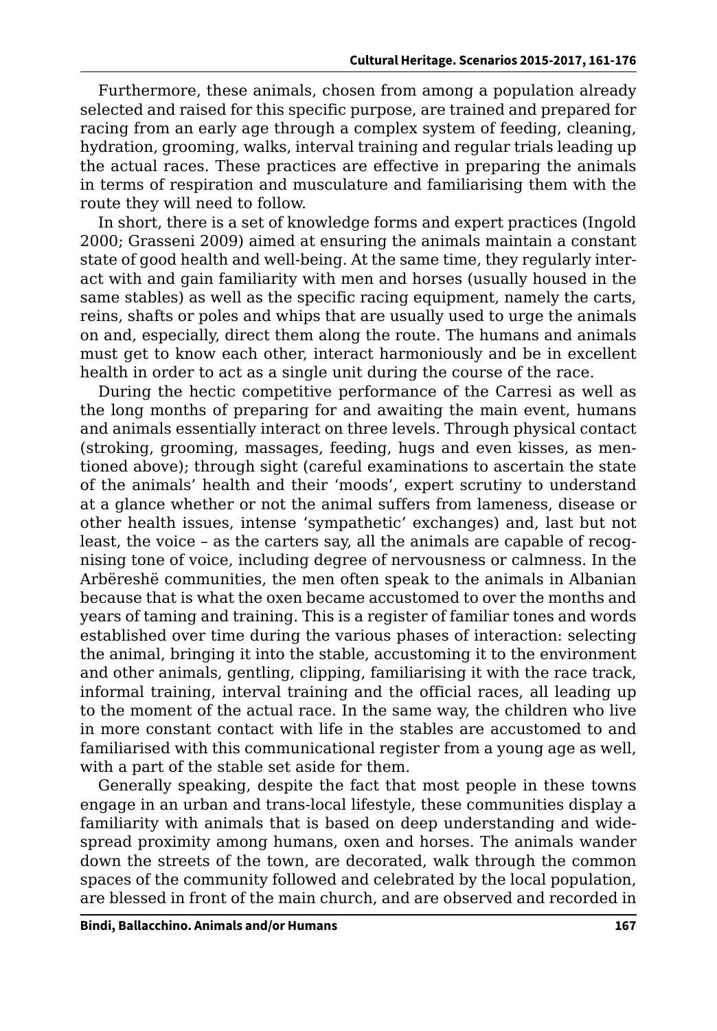Furthermore, these animals, chosen from among a population already selected and raised for this specific purpose, are trained and prepared for racing from an early age through a complex system of feeding, cleaning, hydration, grooming, walks, interval training and regular trials leading up the actual races. These practices are effective in preparing the animals in terms of respiration and musculature and familiarising them with the route they will need to follow.

In short, there is a set of knowledge forms and expert practices (Ingold 2000; Grasseni 2009) aimed at ensuring the animals maintain a constant state of good health and well-being. At the same time, they regularly interact with and gain familiarity with men and horses (usually housed in the same stables) as well as the specific racing equipment, namely the carts, reins, shafts or poles and whips that are usually used to urge the animals on and, especially, direct them along the route. The humans and animals must get to know each other, interact harmoniously and be in excellent health in order to act as a single unit during the course of the race.

During the hectic competitive performance of the Carresi as well as the long months of preparing for and awaiting the main event, humans and animals essentially interact on three levels. Through physical contact (stroking, grooming, massages, feeding, hugs and even kisses, as mentioned above); through sight (careful examinations to ascertain the state of the animals' health and their 'moods', expert scrutiny to understand at a glance whether or not the animal suffers from lameness, disease or other health issues, intense 'sympathetic' exchanges) and, last but not least, the voice – as the carters say, all the animals are capable of recognising tone of voice, including degree of nervousness or calmness. In the Arbëreshë communities, the men often speak to the animals in Albanian because that is what the oxen became accustomed to over the months and years of taming and training. This is a register of familiar tones and words established over time during the various phases of interaction: selecting the animal, bringing it into the stable, accustoming it to the environment and other animals, gentling, clipping, familiarising it with the race track, informal training, interval training and the official races, all leading up to the moment of the actual race. In the same way, the children who live in more constant contact with life in the stables are accustomed to and familiarised with this communicational register from a young age as well, with a part of the stable set aside for them.

Generally speaking, despite the fact that most people in these towns engage in an urban and trans-local lifestyle, these communities display a familiarity with animals that is based on deep understanding and widespread proximity among humans, oxen and horses. The animals wander down the streets of the town, are decorated, walk through the common spaces of the community followed and celebrated by the local population, are blessed in front of the main church, and are observed and recorded in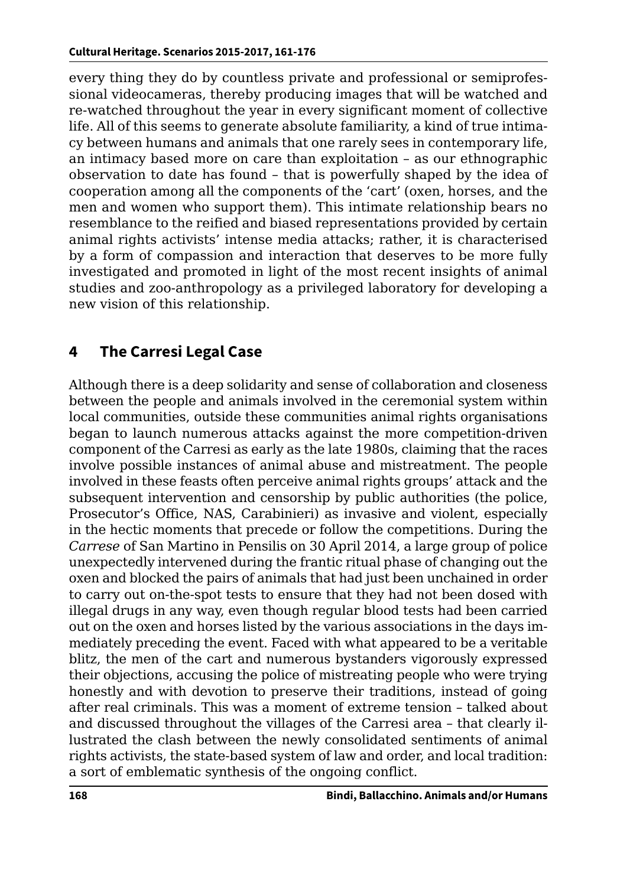every thing they do by countless private and professional or semiprofessional videocameras, thereby producing images that will be watched and re-watched throughout the year in every significant moment of collective life. All of this seems to generate absolute familiarity, a kind of true intimacy between humans and animals that one rarely sees in contemporary life, an intimacy based more on care than exploitation – as our ethnographic observation to date has found – that is powerfully shaped by the idea of cooperation among all the components of the 'cart' (oxen, horses, and the men and women who support them). This intimate relationship bears no resemblance to the reified and biased representations provided by certain animal rights activists' intense media attacks; rather, it is characterised by a form of compassion and interaction that deserves to be more fully investigated and promoted in light of the most recent insights of animal studies and zoo-anthropology as a privileged laboratory for developing a new vision of this relationship.

## 4 The Carresi Legal Case

Although there is a deep solidarity and sense of collaboration and closeness between the people and animals involved in the ceremonial system within local communities, outside these communities animal rights organisations began to launch numerous attacks against the more competition-driven component of the Carresi as early as the late 1980s, claiming that the races involve possible instances of animal abuse and mistreatment. The people involved in these feasts often perceive animal rights groups' attack and the subsequent intervention and censorship by public authorities (the police, Prosecutor's Office, NAS, Carabinieri) as invasive and violent, especially in the hectic moments that precede or follow the competitions. During the *Carrese* of San Martino in Pensilis on 30 April 2014, a large group of police unexpectedly intervened during the frantic ritual phase of changing out the oxen and blocked the pairs of animals that had just been unchained in order to carry out on-the-spot tests to ensure that they had not been dosed with illegal drugs in any way, even though regular blood tests had been carried out on the oxen and horses listed by the various associations in the days immediately preceding the event. Faced with what appeared to be a veritable blitz, the men of the cart and numerous bystanders vigorously expressed their objections, accusing the police of mistreating people who were trying honestly and with devotion to preserve their traditions, instead of going after real criminals. This was a moment of extreme tension – talked about and discussed throughout the villages of the Carresi area – that clearly illustrated the clash between the newly consolidated sentiments of animal rights activists, the state-based system of law and order, and local tradition: a sort of emblematic synthesis of the ongoing conflict.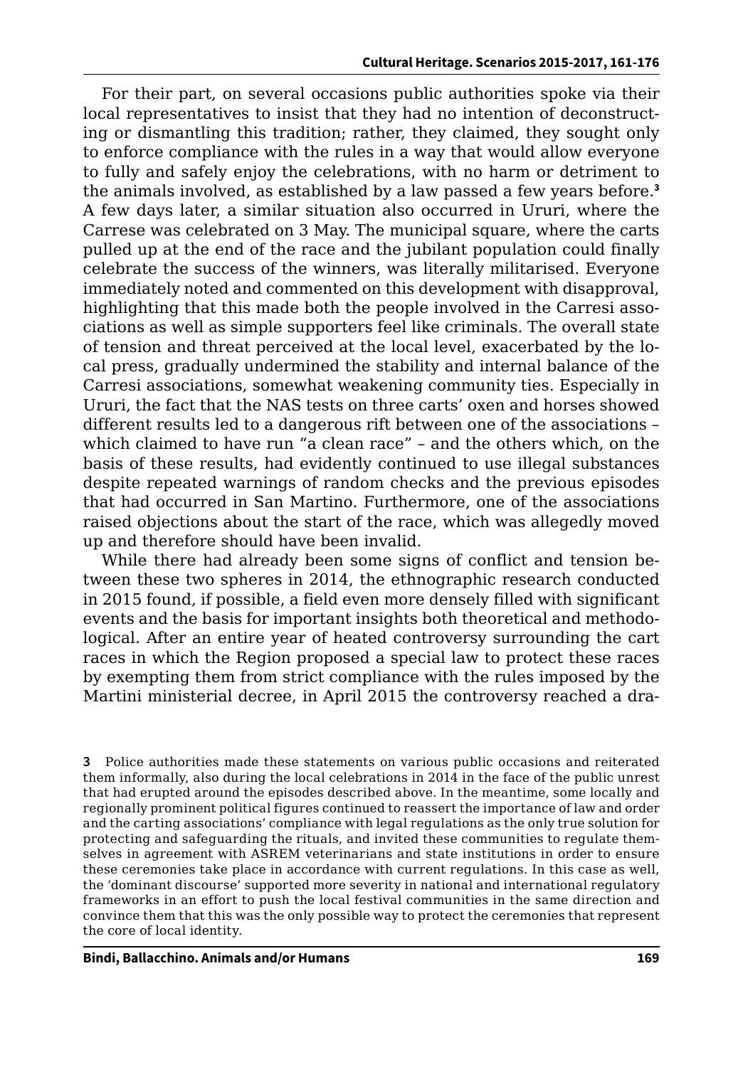For their part, on several occasions public authorities spoke via their local representatives to insist that they had no intention of deconstructing or dismantling this tradition; rather, they claimed, they sought only to enforce compliance with the rules in a way that would allow everyone to fully and safely enjoy the celebrations, with no harm or detriment to the animals involved, as established by a law passed a few years before.[3] A few days later, a similar situation also occurred in Ururi, where the Carrese was celebrated on 3 May. The municipal square, where the carts pulled up at the end of the race and the jubilant population could finally celebrate the success of the winners, was literally militarised. Everyone immediately noted and commented on this development with disapproval, highlighting that this made both the people involved in the Carresi associations as well as simple supporters feel like criminals. The overall state of tension and threat perceived at the local level, exacerbated by the local press, gradually undermined the stability and internal balance of the Carresi associations, somewhat weakening community ties. Especially in Ururi, the fact that the NAS tests on three carts' oxen and horses showed different results led to a dangerous rift between one of the associations – which claimed to have run "a clean race" – and the others which, on the basis of these results, had evidently continued to use illegal substances despite repeated warnings of random checks and the previous episodes that had occurred in San Martino. Furthermore, one of the associations raised objections about the start of the race, which was allegedly moved up and therefore should have been invalid.

While there had already been some signs of conflict and tension between these two spheres in 2014, the ethnographic research conducted in 2015 found, if possible, a field even more densely filled with significant events and the basis for important insights both theoretical and methodological. After an entire year of heated controversy surrounding the cart races in which the Region proposed a special law to protect these races by exempting them from strict compliance with the rules imposed by the Martini ministerial decree, in April 2015 the controversy reached a dra-

**3** Police authorities made these statements on various public occasions and reiterated them informally, also during the local celebrations in 2014 in the face of the public unrest that had erupted around the episodes described above. In the meantime, some locally and regionally prominent political figures continued to reassert the importance of law and order and the carting associations' compliance with legal regulations as the only true solution for protecting and safeguarding the rituals, and invited these communities to regulate themselves in agreement with ASREM veterinarians and state institutions in order to ensure these ceremonies take place in accordance with current regulations. In this case as well, the 'dominant discourse' supported more severity in national and international regulatory frameworks in an effort to push the local festival communities in the same direction and convince them that this was the only possible way to protect the ceremonies that represent the core of local identity.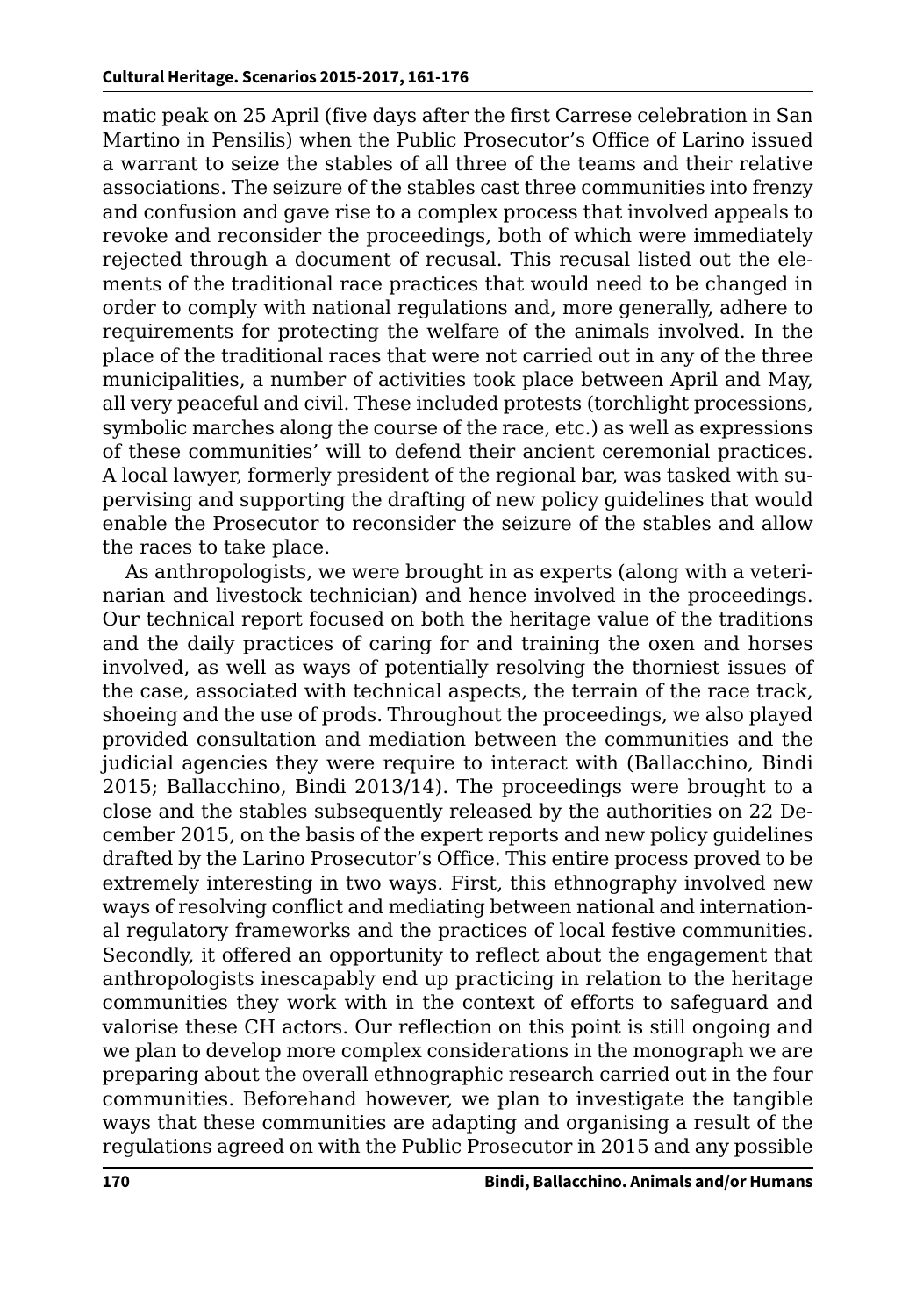matic peak on 25 April (five days after the first Carrese celebration in San Martino in Pensilis) when the Public Prosecutor's Office of Larino issued a warrant to seize the stables of all three of the teams and their relative associations. The seizure of the stables cast three communities into frenzy and confusion and gave rise to a complex process that involved appeals to revoke and reconsider the proceedings, both of which were immediately rejected through a document of recusal. This recusal listed out the elements of the traditional race practices that would need to be changed in order to comply with national regulations and, more generally, adhere to requirements for protecting the welfare of the animals involved. In the place of the traditional races that were not carried out in any of the three municipalities, a number of activities took place between April and May, all very peaceful and civil. These included protests (torchlight processions, symbolic marches along the course of the race, etc.) as well as expressions of these communities' will to defend their ancient ceremonial practices. A local lawyer, formerly president of the regional bar, was tasked with supervising and supporting the drafting of new policy guidelines that would enable the Prosecutor to reconsider the seizure of the stables and allow the races to take place.

As anthropologists, we were brought in as experts (along with a veterinarian and livestock technician) and hence involved in the proceedings. Our technical report focused on both the heritage value of the traditions and the daily practices of caring for and training the oxen and horses involved, as well as ways of potentially resolving the thorniest issues of the case, associated with technical aspects, the terrain of the race track, shoeing and the use of prods. Throughout the proceedings, we also played provided consultation and mediation between the communities and the judicial agencies they were require to interact with (Ballacchino, Bindi 2015; Ballacchino, Bindi 2013/14). The proceedings were brought to a close and the stables subsequently released by the authorities on 22 December 2015, on the basis of the expert reports and new policy guidelines drafted by the Larino Prosecutor's Office. This entire process proved to be extremely interesting in two ways. First, this ethnography involved new ways of resolving conflict and mediating between national and international regulatory frameworks and the practices of local festive communities. Secondly, it offered an opportunity to reflect about the engagement that anthropologists inescapably end up practicing in relation to the heritage communities they work with in the context of efforts to safeguard and valorise these CH actors. Our reflection on this point is still ongoing and we plan to develop more complex considerations in the monograph we are preparing about the overall ethnographic research carried out in the four communities. Beforehand however, we plan to investigate the tangible ways that these communities are adapting and organising a result of the regulations agreed on with the Public Prosecutor in 2015 and any possible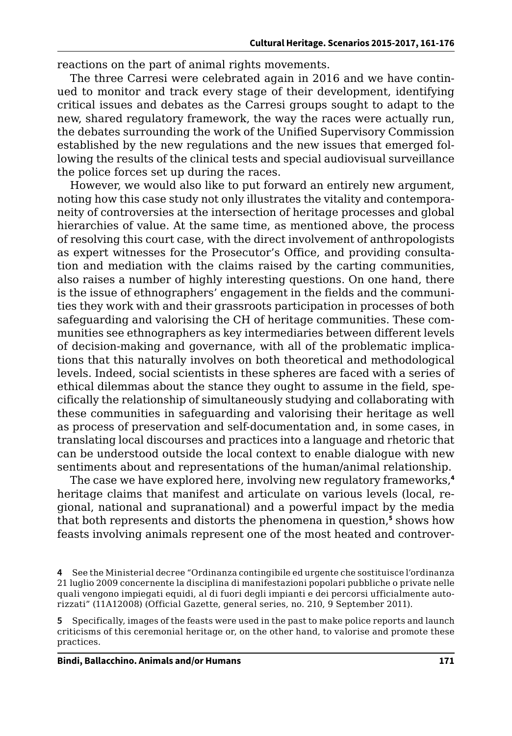reactions on the part of animal rights movements.

The three Carresi were celebrated again in 2016 and we have continued to monitor and track every stage of their development, identifying critical issues and debates as the Carresi groups sought to adapt to the new, shared regulatory framework, the way the races were actually run, the debates surrounding the work of the Unified Supervisory Commission established by the new regulations and the new issues that emerged following the results of the clinical tests and special audiovisual surveillance the police forces set up during the races.

However, we would also like to put forward an entirely new argument, noting how this case study not only illustrates the vitality and contemporaneity of controversies at the intersection of heritage processes and global hierarchies of value. At the same time, as mentioned above, the process of resolving this court case, with the direct involvement of anthropologists as expert witnesses for the Prosecutor's Office, and providing consultation and mediation with the claims raised by the carting communities, also raises a number of highly interesting questions. On one hand, there is the issue of ethnographers' engagement in the fields and the communities they work with and their grassroots participation in processes of both safeguarding and valorising the CH of heritage communities. These communities see ethnographers as key intermediaries between different levels of decision-making and governance, with all of the problematic implications that this naturally involves on both theoretical and methodological levels. Indeed, social scientists in these spheres are faced with a series of ethical dilemmas about the stance they ought to assume in the field, specifically the relationship of simultaneously studying and collaborating with these communities in safeguarding and valorising their heritage as well as process of preservation and self-documentation and, in some cases, in translating local discourses and practices into a language and rhetoric that can be understood outside the local context to enable dialogue with new sentiments about and representations of the human/animal relationship.

The case we have explored here, involving new regulatory frameworks,[4] heritage claims that manifest and articulate on various levels (local, regional, national and supranational) and a powerful impact by the media that both represents and distorts the phenomena in question,[5] shows how feasts involving animals represent one of the most heated and controver-

[4] See the Ministerial decree "Ordinanza contingibile ed urgente che sostituisce l'ordinanza 21 luglio 2009 concernente la disciplina di manifestazioni popolari pubbliche o private nelle quali vengono impiegati equidi, al di fuori degli impianti e dei percorsi ufficialmente autorizzati" (11A12008) (Official Gazette, general series, no. 210, 9 September 2011).

[5] Specifically, images of the feasts were used in the past to make police reports and launch criticisms of this ceremonial heritage or, on the other hand, to valorise and promote these practices.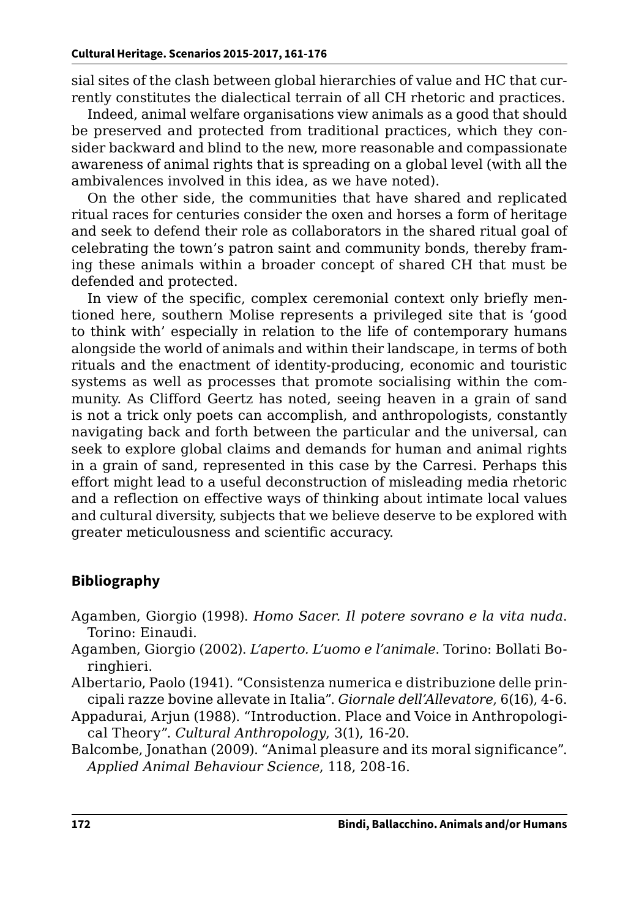sial sites of the clash between global hierarchies of value and HC that currently constitutes the dialectical terrain of all CH rhetoric and practices.

Indeed, animal welfare organisations view animals as a good that should be preserved and protected from traditional practices, which they consider backward and blind to the new, more reasonable and compassionate awareness of animal rights that is spreading on a global level (with all the ambivalences involved in this idea, as we have noted).

On the other side, the communities that have shared and replicated ritual races for centuries consider the oxen and horses a form of heritage and seek to defend their role as collaborators in the shared ritual goal of celebrating the town's patron saint and community bonds, thereby framing these animals within a broader concept of shared CH that must be defended and protected.

In view of the specific, complex ceremonial context only briefly mentioned here, southern Molise represents a privileged site that is 'good to think with' especially in relation to the life of contemporary humans alongside the world of animals and within their landscape, in terms of both rituals and the enactment of identity-producing, economic and touristic systems as well as processes that promote socialising within the community. As Clifford Geertz has noted, seeing heaven in a grain of sand is not a trick only poets can accomplish, and anthropologists, constantly navigating back and forth between the particular and the universal, can seek to explore global claims and demands for human and animal rights in a grain of sand, represented in this case by the Carresi. Perhaps this effort might lead to a useful deconstruction of misleading media rhetoric and a reflection on effective ways of thinking about intimate local values and cultural diversity, subjects that we believe deserve to be explored with greater meticulousness and scientific accuracy.

## Bibliography

Agamben, Giorgio (1998). *Homo Sacer. Il potere sovrano e la vita nuda*. Torino: Einaudi.

Agamben, Giorgio (2002). *L'aperto. L'uomo e l'animale*. Torino: Bollati Boringhieri.

Albertario, Paolo (1941). "Consistenza numerica e distribuzione delle principali razze bovine allevate in Italia". *Giornale dell'Allevatore*, 6(16), 4-6.

Appadurai, Arjun (1988). "Introduction. Place and Voice in Anthropological Theory". *Cultural Anthropology*, 3(1), 16-20.

Balcombe, Jonathan (2009). "Animal pleasure and its moral significance". *Applied Animal Behaviour Science*, 118, 208-16.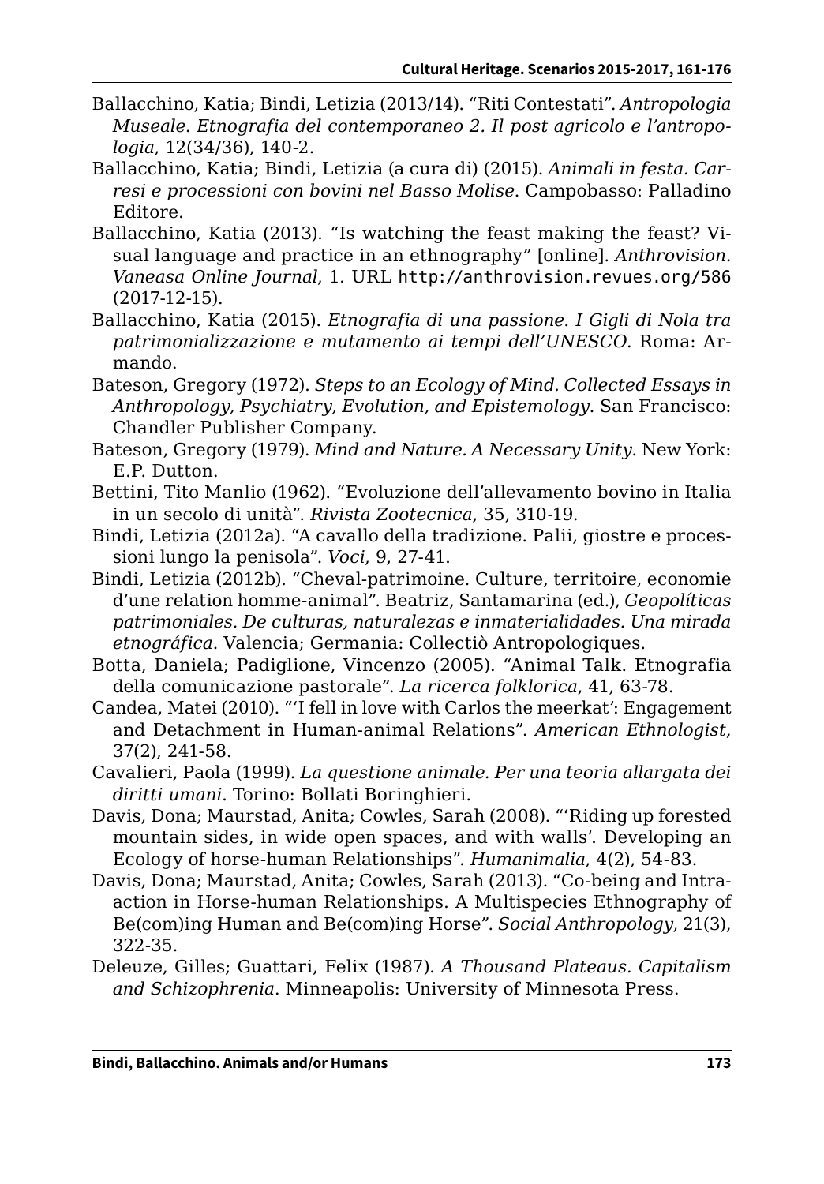Ballacchino, Katia; Bindi, Letizia (2013/14). "Riti Contestati". *Antropologia Museale. Etnografia del contemporaneo 2. Il post agricolo e l'antropologia*, 12(34/36), 140-2.

Ballacchino, Katia; Bindi, Letizia (a cura di) (2015). *Animali in festa. Carresi e processioni con bovini nel Basso Molise*. Campobasso: Palladino Editore.

Ballacchino, Katia (2013). "Is watching the feast making the feast? Visual language and practice in an ethnography" [online]. *Anthrovision. Vaneasa Online Journal*, 1. URL http://anthrovision.revues.org/586 (2017-12-15).

Ballacchino, Katia (2015). *Etnografia di una passione. I Gigli di Nola tra patrimonializzazione e mutamento ai tempi dell'UNESCO*. Roma: Armando.

Bateson, Gregory (1972). *Steps to an Ecology of Mind. Collected Essays in Anthropology, Psychiatry, Evolution, and Epistemology*. San Francisco: Chandler Publisher Company.

Bateson, Gregory (1979). *Mind and Nature. A Necessary Unity*. New York: E.P. Dutton.

Bettini, Tito Manlio (1962). "Evoluzione dell'allevamento bovino in Italia in un secolo di unità". *Rivista Zootecnica*, 35, 310-19.

Bindi, Letizia (2012a). "A cavallo della tradizione. Palii, giostre e processioni lungo la penisola". *Voci*, 9, 27-41.

Bindi, Letizia (2012b). "Cheval-patrimoine. Culture, territoire, economie d'une relation homme-animal". Beatriz, Santamarina (ed.), *Geopolíticas patrimoniales. De culturas, naturalezas e inmaterialidades. Una mirada etnográfica*. Valencia; Germania: Collectiò Antropologiques.

Botta, Daniela; Padiglione, Vincenzo (2005). "Animal Talk. Etnografia della comunicazione pastorale". *La ricerca folklorica*, 41, 63-78.

Candea, Matei (2010). "'I fell in love with Carlos the meerkat': Engagement and Detachment in Human-animal Relations". *American Ethnologist*, 37(2), 241-58.

Cavalieri, Paola (1999). *La questione animale. Per una teoria allargata dei diritti umani*. Torino: Bollati Boringhieri.

Davis, Dona; Maurstad, Anita; Cowles, Sarah (2008). "'Riding up forested mountain sides, in wide open spaces, and with walls'. Developing an Ecology of horse-human Relationships". *Humanimalia*, 4(2), 54-83.

Davis, Dona; Maurstad, Anita; Cowles, Sarah (2013). "Co-being and Intra-action in Horse-human Relationships. A Multispecies Ethnography of Be(com)ing Human and Be(com)ing Horse". *Social Anthropology*, 21(3), 322-35.

Deleuze, Gilles; Guattari, Felix (1987). *A Thousand Plateaus. Capitalism and Schizophrenia*. Minneapolis: University of Minnesota Press.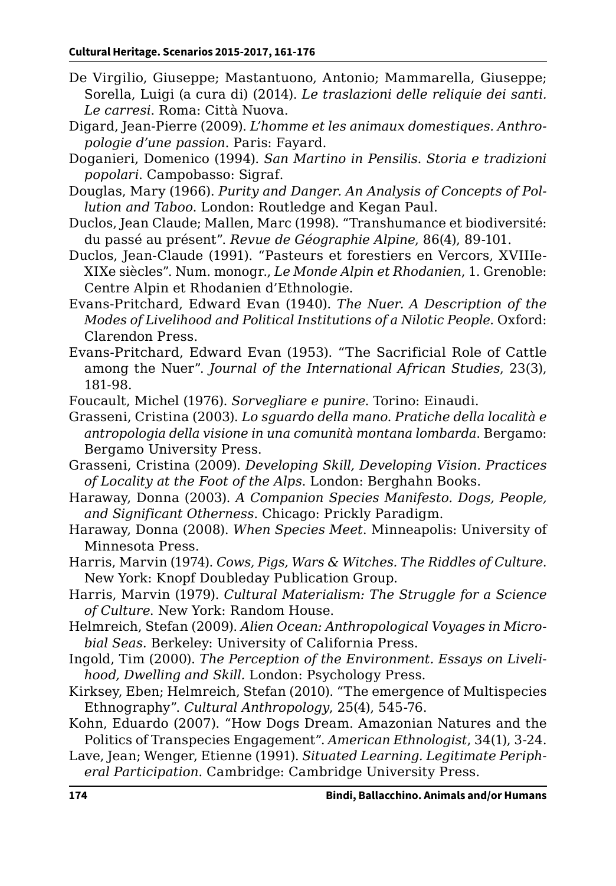De Virgilio, Giuseppe; Mastantuono, Antonio; Mammarella, Giuseppe; Sorella, Luigi (a cura di) (2014). *Le traslazioni delle reliquie dei santi. Le carresi*. Roma: Città Nuova.

Digard, Jean-Pierre (2009). *L'homme et les animaux domestiques. Anthropologie d'une passion*. Paris: Fayard.

Doganieri, Domenico (1994). *San Martino in Pensilis. Storia e tradizioni popolari*. Campobasso: Sigraf.

Douglas, Mary (1966). *Purity and Danger. An Analysis of Concepts of Pollution and Taboo*. London: Routledge and Kegan Paul.

Duclos, Jean Claude; Mallen, Marc (1998). "Transhumance et biodiversité: du passé au présent". *Revue de Géographie Alpine*, 86(4), 89-101.

Duclos, Jean-Claude (1991). "Pasteurs et forestiers en Vercors, XVIIIe-XIXe siècles". Num. monogr., *Le Monde Alpin et Rhodanien*, 1. Grenoble: Centre Alpin et Rhodanien d'Ethnologie.

Evans-Pritchard, Edward Evan (1940). *The Nuer. A Description of the Modes of Livelihood and Political Institutions of a Nilotic People*. Oxford: Clarendon Press.

Evans-Pritchard, Edward Evan (1953). "The Sacrificial Role of Cattle among the Nuer". *Journal of the International African Studies*, 23(3), 181-98.

Foucault, Michel (1976). *Sorvegliare e punire*. Torino: Einaudi.

Grasseni, Cristina (2003). *Lo sguardo della mano. Pratiche della località e antropologia della visione in una comunità montana lombarda*. Bergamo: Bergamo University Press.

Grasseni, Cristina (2009). *Developing Skill, Developing Vision. Practices of Locality at the Foot of the Alps*. London: Berghahn Books.

Haraway, Donna (2003). *A Companion Species Manifesto. Dogs, People, and Significant Otherness*. Chicago: Prickly Paradigm.

Haraway, Donna (2008). *When Species Meet*. Minneapolis: University of Minnesota Press.

Harris, Marvin (1974). *Cows, Pigs, Wars & Witches. The Riddles of Culture*. New York: Knopf Doubleday Publication Group.

Harris, Marvin (1979). *Cultural Materialism: The Struggle for a Science of Culture*. New York: Random House.

Helmreich, Stefan (2009). *Alien Ocean: Anthropological Voyages in Microbial Seas*. Berkeley: University of California Press.

Ingold, Tim (2000). *The Perception of the Environment. Essays on Livelihood, Dwelling and Skill.* London: Psychology Press.

Kirksey, Eben; Helmreich, Stefan (2010). "The emergence of Multispecies Ethnography". *Cultural Anthropology*, 25(4), 545-76.

Kohn, Eduardo (2007). "How Dogs Dream. Amazonian Natures and the Politics of Transpecies Engagement". *American Ethnologist*, 34(1), 3-24.

Lave, Jean; Wenger, Etienne (1991). *Situated Learning. Legitimate Peripheral Participation*. Cambridge: Cambridge University Press.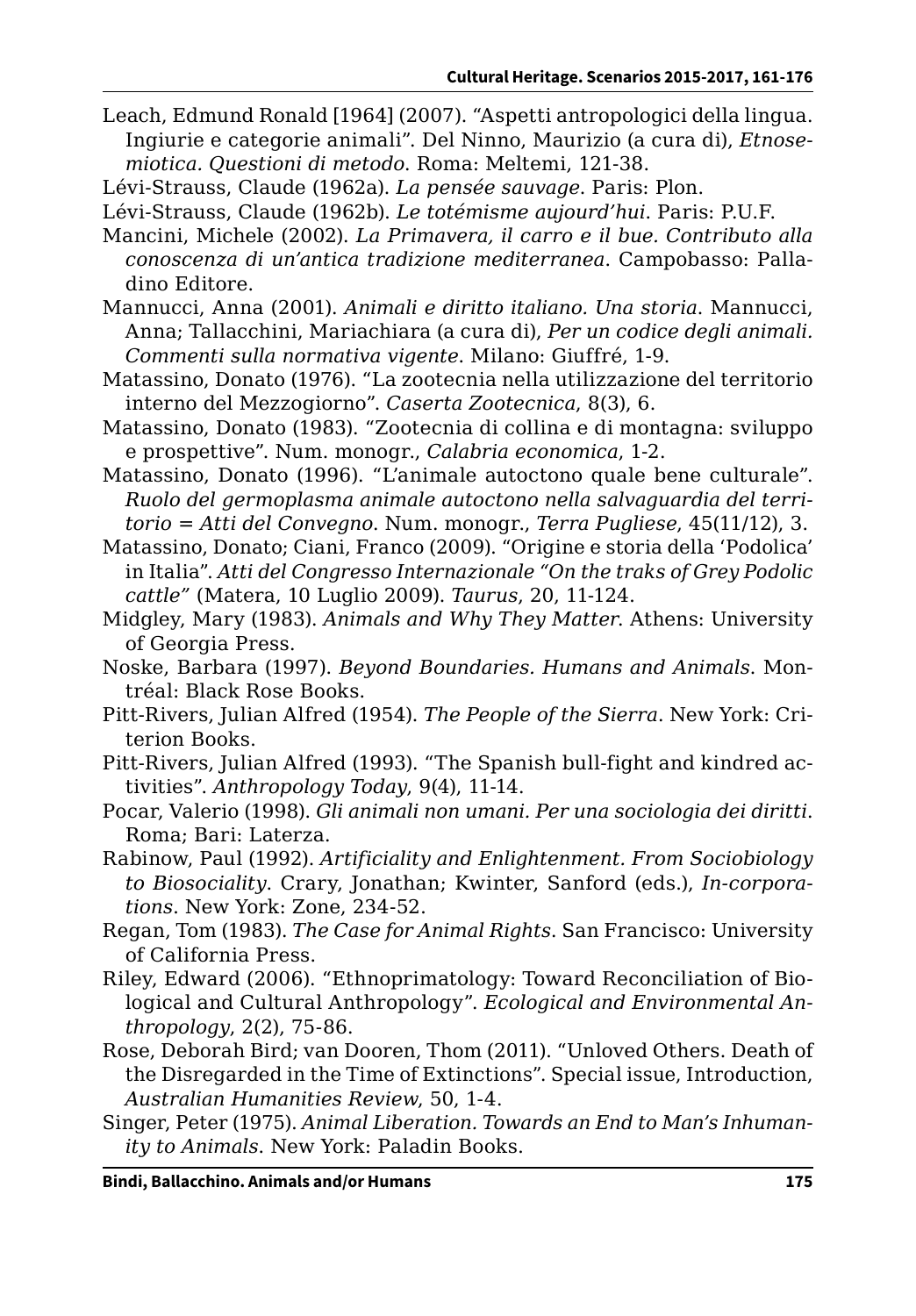Leach, Edmund Ronald [1964] (2007). "Aspetti antropologici della lingua. Ingiurie e categorie animali". Del Ninno, Maurizio (a cura di), *Etnosemiotica. Questioni di metodo*. Roma: Meltemi, 121-38.

Lévi-Strauss, Claude (1962a). *La pensée sauvage*. Paris: Plon.

Lévi-Strauss, Claude (1962b). *Le totémisme aujourd'hui*. Paris: P.U.F.

Mancini, Michele (2002). *La Primavera, il carro e il bue. Contributo alla conoscenza di un'antica tradizione mediterranea*. Campobasso: Palladino Editore.

Mannucci, Anna (2001). *Animali e diritto italiano. Una storia*. Mannucci, Anna; Tallacchini, Mariachiara (a cura di), *Per un codice degli animali. Commenti sulla normativa vigente*. Milano: Giuffré, 1-9.

Matassino, Donato (1976). "La zootecnia nella utilizzazione del territorio interno del Mezzogiorno". *Caserta Zootecnica*, 8(3), 6.

Matassino, Donato (1983). "Zootecnia di collina e di montagna: sviluppo e prospettive". Num. monogr., *Calabria economica*, 1-2.

Matassino, Donato (1996). "L'animale autoctono quale bene culturale". *Ruolo del germoplasma animale autoctono nella salvaguardia del territorio = Atti del Convegno*. Num. monogr., *Terra Pugliese*, 45(11/12), 3.

Matassino, Donato; Ciani, Franco (2009). "Origine e storia della 'Podolica' in Italia". *Atti del Congresso Internazionale "On the traks of Grey Podolic cattle"* (Matera, 10 Luglio 2009). *Taurus*, 20, 11-124.

Midgley, Mary (1983). *Animals and Why They Matter*. Athens: University of Georgia Press.

Noske, Barbara (1997). *Beyond Boundaries. Humans and Animals*. Montréal: Black Rose Books.

Pitt-Rivers, Julian Alfred (1954). *The People of the Sierra*. New York: Criterion Books.

Pitt-Rivers, Julian Alfred (1993). "The Spanish bull-fight and kindred activities". *Anthropology Today*, 9(4), 11-14.

Pocar, Valerio (1998). *Gli animali non umani. Per una sociologia dei diritti*. Roma; Bari: Laterza.

Rabinow, Paul (1992). *Artificiality and Enlightenment. From Sociobiology to Biosociality*. Crary, Jonathan; Kwinter, Sanford (eds.), *In-corporations*. New York: Zone, 234-52.

Regan, Tom (1983). *The Case for Animal Rights*. San Francisco: University of California Press.

Riley, Edward (2006). "Ethnoprimatology: Toward Reconciliation of Biological and Cultural Anthropology". *Ecological and Environmental Anthropology*, 2(2), 75-86.

Rose, Deborah Bird; van Dooren, Thom (2011). "Unloved Others. Death of the Disregarded in the Time of Extinctions". Special issue, Introduction, *Australian Humanities Review*, 50, 1-4.

Singer, Peter (1975). *Animal Liberation. Towards an End to Man's Inhumanity to Animals*. New York: Paladin Books.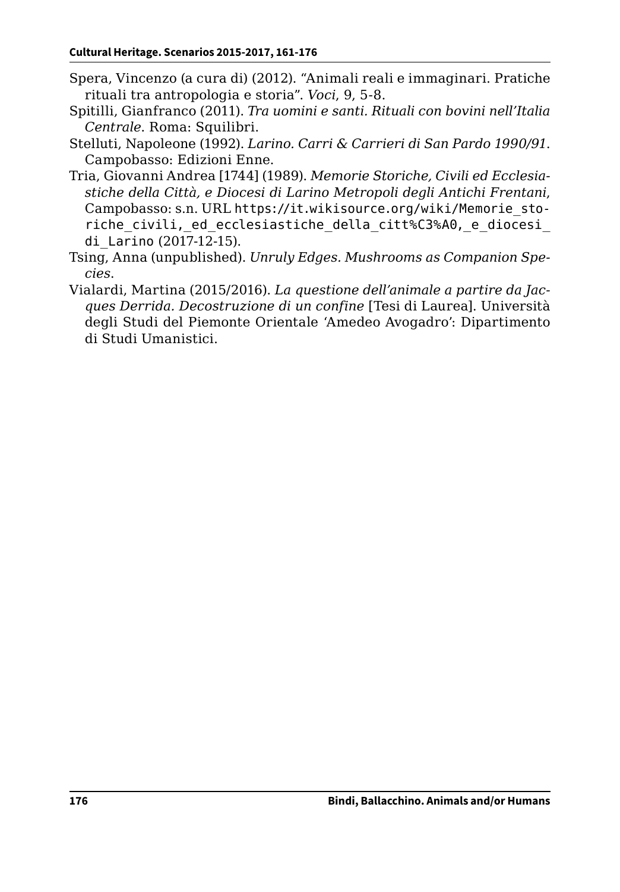Spera, Vincenzo (a cura di) (2012). “Animali reali e immaginari. Pratiche rituali tra antropologia e storia”. *Voci*, 9, 5-8.

Spitilli, Gianfranco (2011). *Tra uomini e santi. Rituali con bovini nell’Italia Centrale*. Roma: Squilibri.

Stelluti, Napoleone (1992). *Larino. Carri & Carrieri di San Pardo 1990/91*. Campobasso: Edizioni Enne.

Tria, Giovanni Andrea [1744] (1989). *Memorie Storiche, Civili ed Ecclesiastiche della Città, e Diocesi di Larino Metropoli degli Antichi Frentani*, Campobasso: s.n. URL `https://it.wikisource.org/wiki/Memorie_storiche_civili,_ed_ecclesiastiche_della_citt%C3%A0,_e_diocesi_di_Larino` (2017-12-15).

Tsing, Anna (unpublished). *Unruly Edges. Mushrooms as Companion Species*.

Vialardi, Martina (2015/2016). *La questione dell’animale a partire da Jacques Derrida. Decostruzione di un confine* [Tesi di Laurea]. Università degli Studi del Piemonte Orientale ‘Amedeo Avogadro’: Dipartimento di Studi Umanistici.